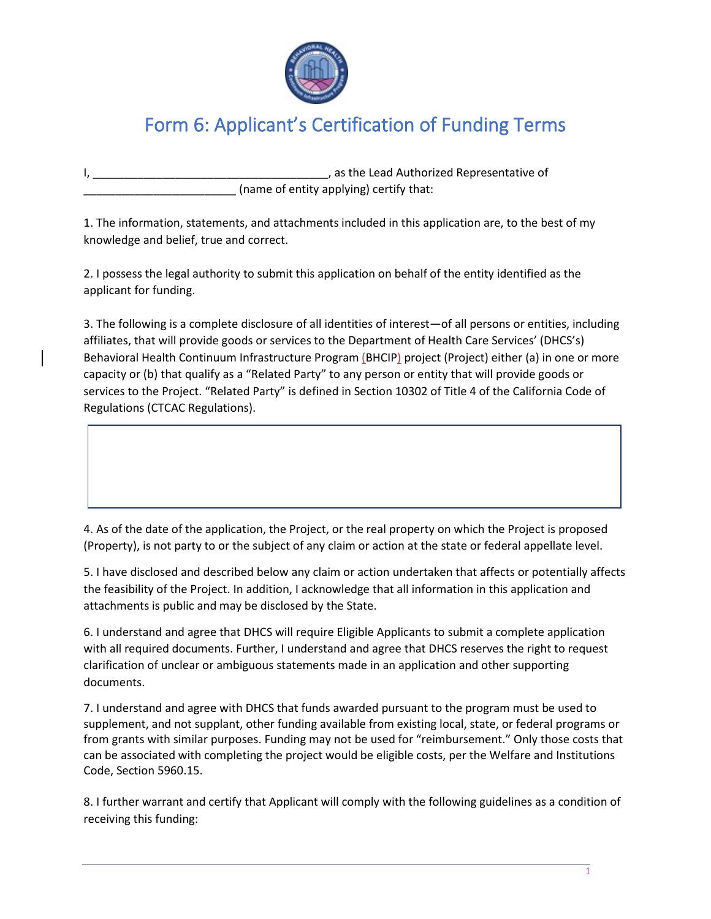# Form 6: Applicant's Certification of Funding Terms

I, ____________________________________, as the Lead Authorized Representative of ________________________ (name of entity applying) certify that:

1. The information, statements, and attachments included in this application are, to the best of my knowledge and belief, true and correct.

2. I possess the legal authority to submit this application on behalf of the entity identified as the applicant for funding.

3. The following is a complete disclosure of all identities of interest—of all persons or entities, including affiliates, that will provide goods or services to the Department of Health Care Services' (DHCS's) Behavioral Health Continuum Infrastructure Program (BHCIP) project (Project) either (a) in one or more capacity or (b) that qualify as a "Related Party" to any person or entity that will provide goods or services to the Project. "Related Party" is defined in Section 10302 of Title 4 of the California Code of Regulations (CTCAC Regulations).

|   |
|---|
|   |

4. As of the date of the application, the Project, or the real property on which the Project is proposed (Property), is not party to or the subject of any claim or action at the state or federal appellate level.

5. I have disclosed and described below any claim or action undertaken that affects or potentially affects the feasibility of the Project. In addition, I acknowledge that all information in this application and attachments is public and may be disclosed by the State.

6. I understand and agree that DHCS will require Eligible Applicants to submit a complete application with all required documents. Further, I understand and agree that DHCS reserves the right to request clarification of unclear or ambiguous statements made in an application and other supporting documents.

7. I understand and agree with DHCS that funds awarded pursuant to the program must be used to supplement, and not supplant, other funding available from existing local, state, or federal programs or from grants with similar purposes. Funding may not be used for "reimbursement." Only those costs that can be associated with completing the project would be eligible costs, per the Welfare and Institutions Code, Section 5960.15.

8. I further warrant and certify that Applicant will comply with the following guidelines as a condition of receiving this funding: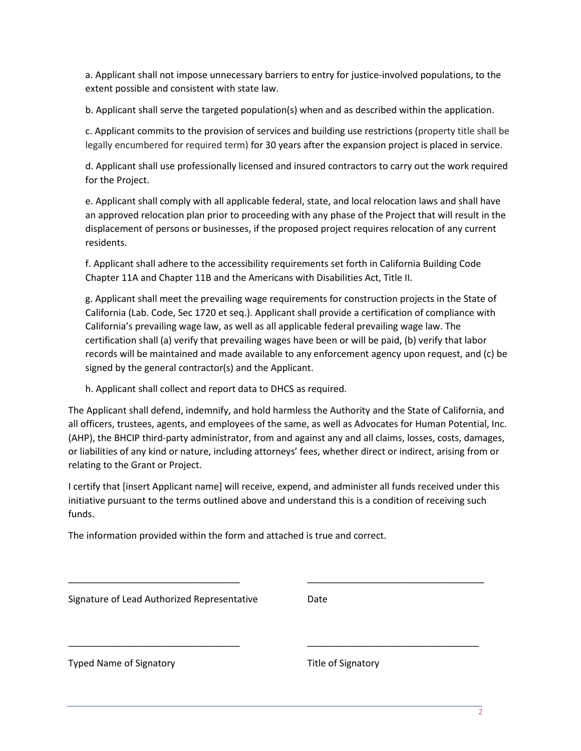a. Applicant shall not impose unnecessary barriers to entry for justice-involved populations, to the extent possible and consistent with state law.

b. Applicant shall serve the targeted population(s) when and as described within the application.

c. Applicant commits to the provision of services and building use restrictions (property title shall be legally encumbered for required term) for 30 years after the expansion project is placed in service.

d. Applicant shall use professionally licensed and insured contractors to carry out the work required for the Project.

e. Applicant shall comply with all applicable federal, state, and local relocation laws and shall have an approved relocation plan prior to proceeding with any phase of the Project that will result in the displacement of persons or businesses, if the proposed project requires relocation of any current residents.

f. Applicant shall adhere to the accessibility requirements set forth in California Building Code Chapter 11A and Chapter 11B and the Americans with Disabilities Act, Title II.

g. Applicant shall meet the prevailing wage requirements for construction projects in the State of California (Lab. Code, Sec 1720 et seq.). Applicant shall provide a certification of compliance with California's prevailing wage law, as well as all applicable federal prevailing wage law. The certification shall (a) verify that prevailing wages have been or will be paid, (b) verify that labor records will be maintained and made available to any enforcement agency upon request, and (c) be signed by the general contractor(s) and the Applicant.

h. Applicant shall collect and report data to DHCS as required.

The Applicant shall defend, indemnify, and hold harmless the Authority and the State of California, and all officers, trustees, agents, and employees of the same, as well as Advocates for Human Potential, Inc. (AHP), the BHCIP third-party administrator, from and against any and all claims, losses, costs, damages, or liabilities of any kind or nature, including attorneys' fees, whether direct or indirect, arising from or relating to the Grant or Project.

I certify that [insert Applicant name] will receive, expend, and administer all funds received under this initiative pursuant to the terms outlined above and understand this is a condition of receiving such funds.

The information provided within the form and attached is true and correct.

_________________________________ _________________________________

Signature of Lead Authorized Representative Date

_________________________________ _________________________________

Typed Name of Signatory Title of Signatory